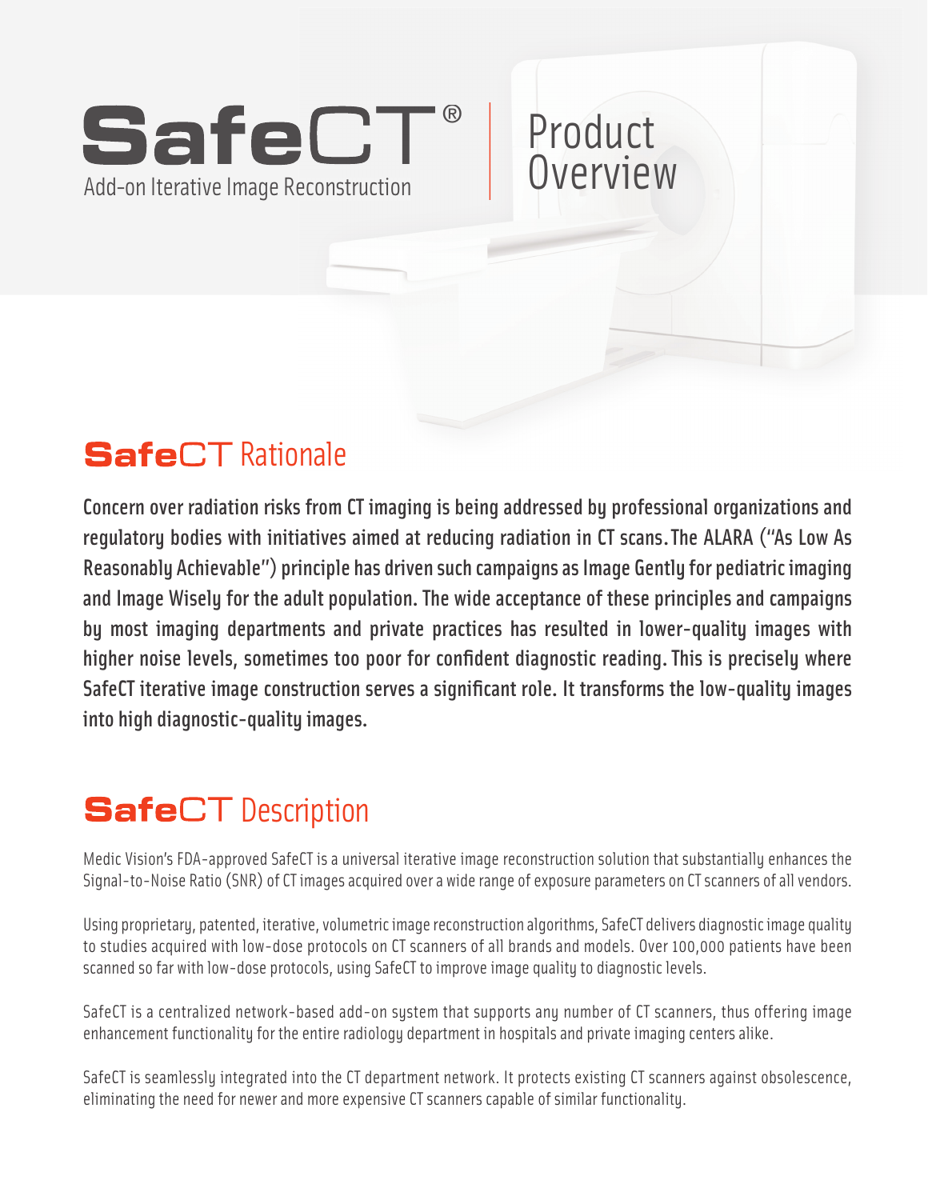# SafeCT®

Add-on Iterative Image Reconstruction

Product Overview

## SafeCT Rationale

**Concern over radiation risks from CT imaging is being addressed by professional organizations and regulatory bodies with initiatives aimed at reducing radiation in CT scans. The ALARA ("As Low As Reasonably Achievable") principle has driven such campaigns as Image Gently for pediatric imaging and Image Wisely for the adult population. The wide acceptance of these principles and campaigns by most imaging departments and private practices has resulted in lower-quality images with higher noise levels, sometimes too poor for confident diagnostic reading. This is precisely where SafeCT iterative image construction serves a significant role. It transforms the low-quality images into high diagnostic-quality images.**

## SafeCT Description

Medic Vision's FDA-approved SafeCT is a universal iterative image reconstruction solution that substantially enhances the Signal-to-Noise Ratio (SNR) of CT images acquired over a wide range of exposure parameters on CT scanners of all vendors.

Using proprietary, patented, iterative, volumetric image reconstruction algorithms, SafeCT delivers diagnostic image quality to studies acquired with low-dose protocols on CT scanners of all brands and models. Over 100,000 patients have been scanned so far with low-dose protocols, using SafeCT to improve image quality to diagnostic levels.

SafeCT is a centralized network-based add-on system that supports any number of CT scanners, thus offering image enhancement functionality for the entire radiology department in hospitals and private imaging centers alike.

SafeCT is seamlessly integrated into the CT department network. It protects existing CT scanners against obsolescence, eliminating the need for newer and more expensive CT scanners capable of similar functionality.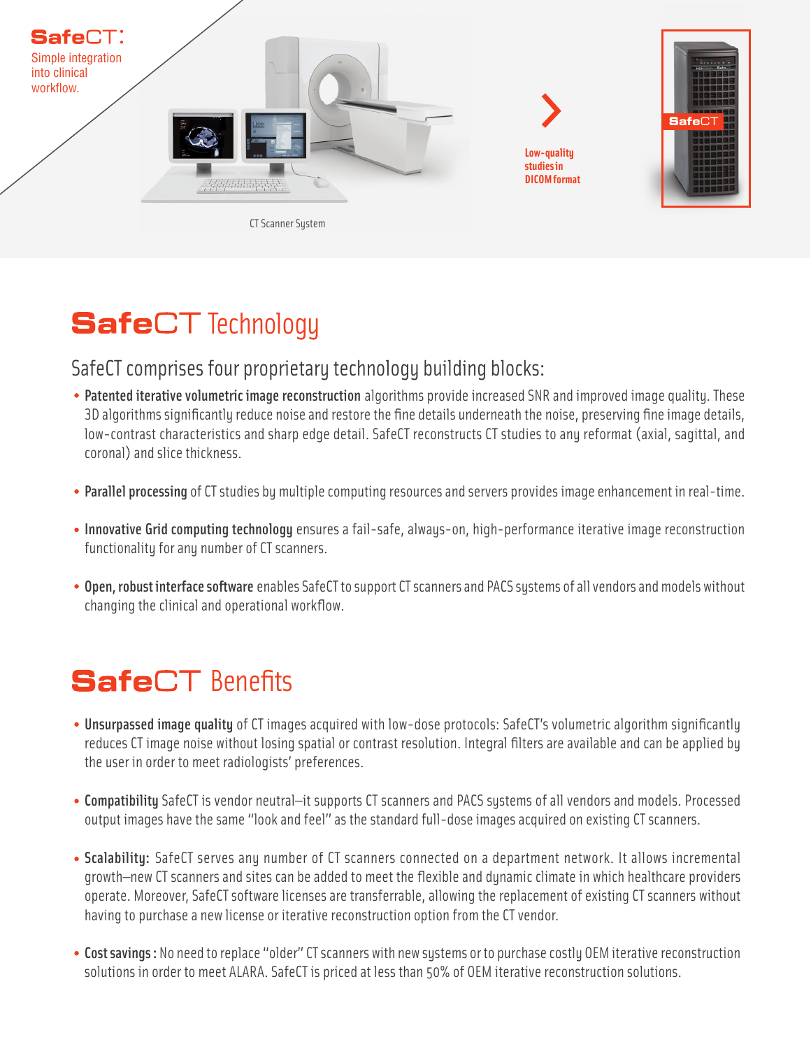**SafeCT:** Simple integration into clinical workflow.

CT Scanner System

Low-quality studies in DICOM format

SafeCT

# SafeCT Technology

## SafeCT comprises four proprietary technology building blocks:

- **Patented iterative volumetric image reconstruction** algorithms provide increased SNR and improved image quality. These 3D algorithms significantly reduce noise and restore the fine details underneath the noise, preserving fine image details, low-contrast characteristics and sharp edge detail. SafeCT reconstructs CT studies to any reformat (axial, sagittal, and coronal) and slice thickness.

- **Parallel processing** of CT studies by multiple computing resources and servers provides image enhancement in real-time.

- **Innovative Grid computing technology** ensures a fail-safe, always-on, high-performance iterative image reconstruction functionality for any number of CT scanners.

- **Open, robust interface software** enables SafeCT to support CT scanners and PACS systems of all vendors and models without changing the clinical and operational workflow.

# SafeCT Benefits

- **Unsurpassed image quality** of CT images acquired with low-dose protocols: SafeCT's volumetric algorithm significantly reduces CT image noise without losing spatial or contrast resolution. Integral filters are available and can be applied by the user in order to meet radiologists' preferences.

- **Compatibility** SafeCT is vendor neutral–it supports CT scanners and PACS systems of all vendors and models. Processed output images have the same "look and feel" as the standard full-dose images acquired on existing CT scanners.

- **Scalability:** SafeCT serves any number of CT scanners connected on a department network. It allows incremental growth–new CT scanners and sites can be added to meet the flexible and dynamic climate in which healthcare providers operate. Moreover, SafeCT software licenses are transferrable, allowing the replacement of existing CT scanners without having to purchase a new license or iterative reconstruction option from the CT vendor.

- **Cost savings:** No need to replace "older" CT scanners with new systems or to purchase costly OEM iterative reconstruction solutions in order to meet ALARA. SafeCT is priced at less than 50% of OEM iterative reconstruction solutions.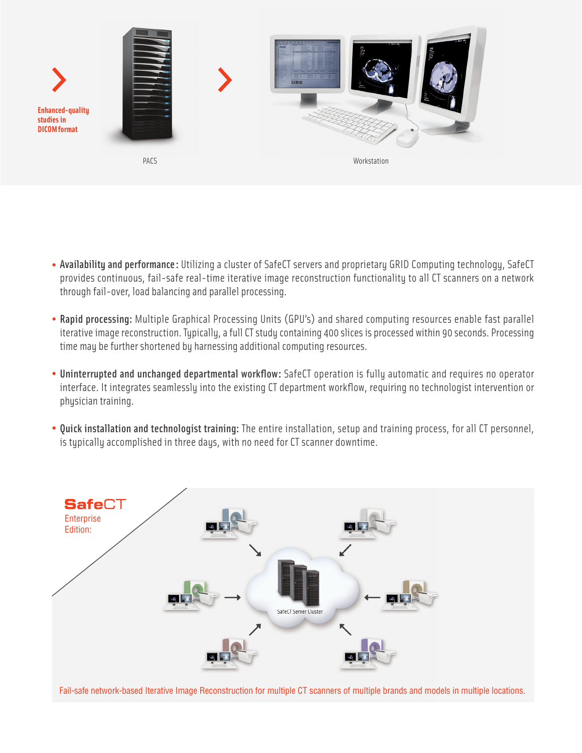Enhanced-quality studies in DICOM format

PACS

Workstation

- **Availability and performance:** Utilizing a cluster of SafeCT servers and proprietary GRID Computing technology, SafeCT provides continuous, fail-safe real-time iterative image reconstruction functionality to all CT scanners on a network through fail-over, load balancing and parallel processing.

- **Rapid processing:** Multiple Graphical Processing Units (GPU's) and shared computing resources enable fast parallel iterative image reconstruction. Typically, a full CT study containing 400 slices is processed within 90 seconds. Processing time may be further shortened by harnessing additional computing resources.

- **Uninterrupted and unchanged departmental workflow:** SafeCT operation is fully automatic and requires no operator interface. It integrates seamlessly into the existing CT department workflow, requiring no technologist intervention or physician training.

- **Quick installation and technologist training:** The entire installation, setup and training process, for all CT personnel, is typically accomplished in three days, with no need for CT scanner downtime.

**SafeCT**
Enterprise Edition:

SafeCT Server Cluster

Fail-safe network-based Iterative Image Reconstruction for multiple CT scanners of multiple brands and models in multiple locations.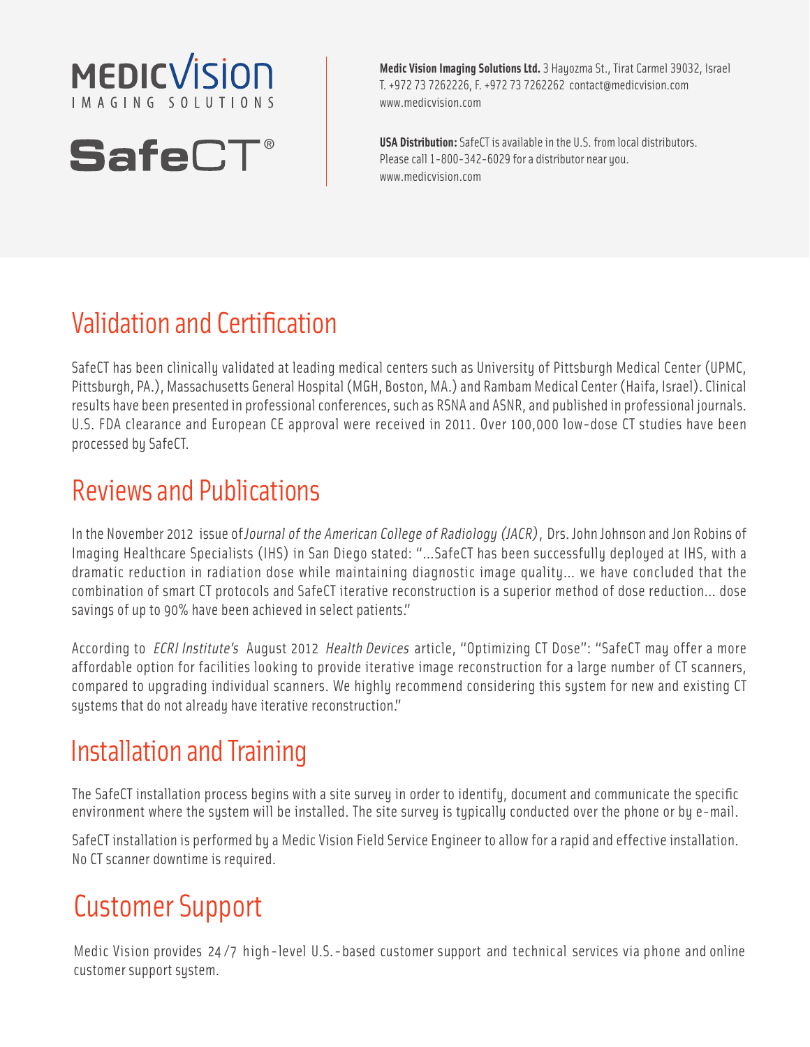MEDICVision
IMAGING SOLUTIONS

SafeCT®

**Medic Vision Imaging Solutions Ltd.** 3 Hayozma St., Tirat Carmel 39032, Israel
T. +972 73 7262226, F. +972 73 7262262 contact@medicvision.com
www.medicvision.com

**USA Distribution:** SafeCT is available in the U.S. from local distributors.
Please call 1-800-342-6029 for a distributor near you.
www.medicvision.com

## Validation and Certification

SafeCT has been clinically validated at leading medical centers such as University of Pittsburgh Medical Center (UPMC, Pittsburgh, PA.), Massachusetts General Hospital (MGH, Boston, MA.) and Rambam Medical Center (Haifa, Israel). Clinical results have been presented in professional conferences, such as RSNA and ASNR, and published in professional journals. U.S. FDA clearance and European CE approval were received in 2011. Over 100,000 low-dose CT studies have been processed by SafeCT.

## Reviews and Publications

In the November 2012 issue of *Journal of the American College of Radiology (JACR)*, Drs. John Johnson and Jon Robins of Imaging Healthcare Specialists (IHS) in San Diego stated: "...SafeCT has been successfully deployed at IHS, with a dramatic reduction in radiation dose while maintaining diagnostic image quality... we have concluded that the combination of smart CT protocols and SafeCT iterative reconstruction is a superior method of dose reduction... dose savings of up to 90% have been achieved in select patients."

According to *ECRI Institute's* August 2012 *Health Devices* article, "Optimizing CT Dose": "SafeCT may offer a more affordable option for facilities looking to provide iterative image reconstruction for a large number of CT scanners, compared to upgrading individual scanners. We highly recommend considering this system for new and existing CT systems that do not already have iterative reconstruction."

## Installation and Training

The SafeCT installation process begins with a site survey in order to identify, document and communicate the specific environment where the system will be installed. The site survey is typically conducted over the phone or by e-mail.

SafeCT installation is performed by a Medic Vision Field Service Engineer to allow for a rapid and effective installation. No CT scanner downtime is required.

## Customer Support

Medic Vision provides 24/7 high-level U.S.-based customer support and technical services via phone and online customer support system.